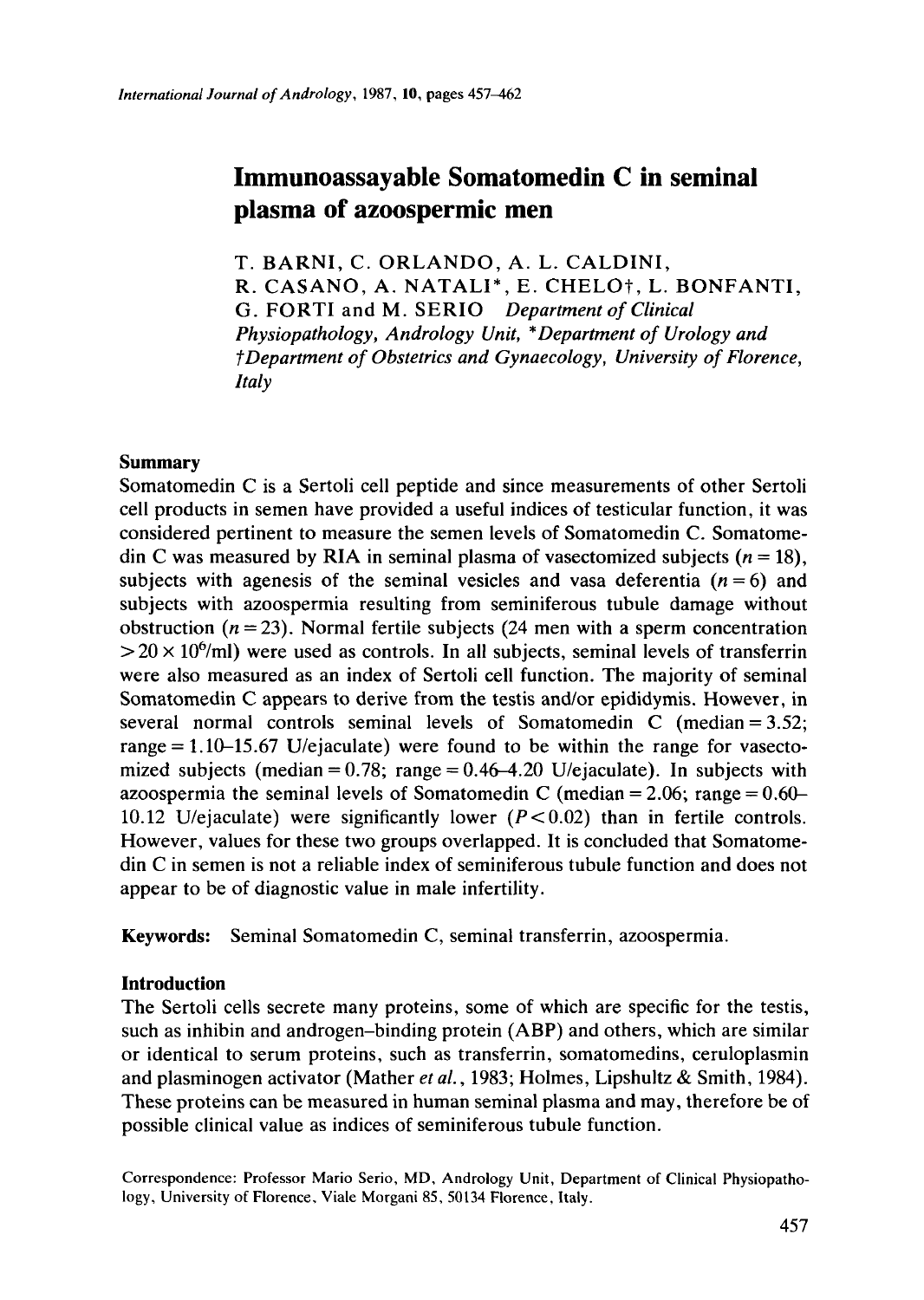# Immunoassayable Somatomedin C in seminal plasma of azoospermic men

T. BARNI, C. ORLANDO, A. L. CALDINI, R. CASANO, A. NATALI*, E. CHELO†, L. BONFANTI, G. FORTI and M. SERIO *Department of Clinical Physiopathology, Andrology Unit, \*Department of Urology and †Department of Obstetrics and Gynaecology, University of Florence, Italy*

## Summary

Somatomedin C is a Sertoli cell peptide and since measurements of other Sertoli cell products in semen have provided a useful indices of testicular function, it was considered pertinent to measure the semen levels of Somatomedin C. Somatomedin C was measured by RIA in seminal plasma of vasectomized subjects ($n = 18$), subjects with agenesis of the seminal vesicles and vasa deferentia ($n = 6$) and subjects with azoospermia resulting from seminiferous tubule damage without obstruction ($n = 23$). Normal fertile subjects (24 men with a sperm concentration $> 20 \times 10^6$/ml) were used as controls. In all subjects, seminal levels of transferrin were also measured as an index of Sertoli cell function. The majority of seminal Somatomedin C appears to derive from the testis and/or epididymis. However, in several normal controls seminal levels of Somatomedin C (median = 3.52; range = 1.10–15.67 U/ejaculate) were found to be within the range for vasectomized subjects (median = 0.78; range = 0.46–4.20 U/ejaculate). In subjects with azoospermia the seminal levels of Somatomedin C (median = 2.06; range = 0.60–10.12 U/ejaculate) were significantly lower ($P < 0.02$) than in fertile controls. However, values for these two groups overlapped. It is concluded that Somatomedin C in semen is not a reliable index of seminiferous tubule function and does not appear to be of diagnostic value in male infertility.

**Keywords:** Seminal Somatomedin C, seminal transferrin, azoospermia.

## Introduction

The Sertoli cells secrete many proteins, some of which are specific for the testis, such as inhibin and androgen-binding protein (ABP) and others, which are similar or identical to serum proteins, such as transferrin, somatomedins, ceruloplasmin and plasminogen activator (Mather *et al.*, 1983; Holmes, Lipshultz & Smith, 1984). These proteins can be measured in human seminal plasma and may, therefore be of possible clinical value as indices of seminiferous tubule function.

Correspondence: Professor Mario Serio, MD, Andrology Unit, Department of Clinical Physiopathology, University of Florence, Viale Morgani 85, 50134 Florence, Italy.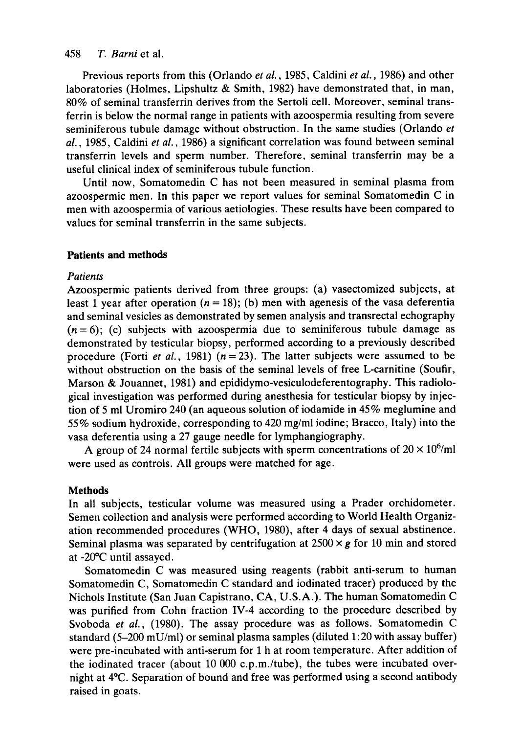Previous reports from this (Orlando *et al.*, 1985, Caldini *et al.*, 1986) and other laboratories (Holmes, Lipshultz & Smith, 1982) have demonstrated that, in man, 80% of seminal transferrin derives from the Sertoli cell. Moreover, seminal transferrin is below the normal range in patients with azoospermia resulting from severe seminiferous tubule damage without obstruction. In the same studies (Orlando *et al.*, 1985, Caldini *et al.*, 1986) a significant correlation was found between seminal transferrin levels and sperm number. Therefore, seminal transferrin may be a useful clinical index of seminiferous tubule function.

Until now, Somatomedin C has not been measured in seminal plasma from azoospermic men. In this paper we report values for seminal Somatomedin C in men with azoospermia of various aetiologies. These results have been compared to values for seminal transferrin in the same subjects.

## Patients and methods

### *Patients*

Azoospermic patients derived from three groups: (a) vasectomized subjects, at least 1 year after operation ($n = 18$); (b) men with agenesis of the vasa deferentia and seminal vesicles as demonstrated by semen analysis and transrectal echography ($n = 6$); (c) subjects with azoospermia due to seminiferous tubule damage as demonstrated by testicular biopsy, performed according to a previously described procedure (Forti *et al.*, 1981) ($n = 23$). The latter subjects were assumed to be without obstruction on the basis of the seminal levels of free L-carnitine (Soufir, Marson & Jouannet, 1981) and epididymo-vesiculodeferentography. This radiological investigation was performed during anesthesia for testicular biopsy by injection of 5 ml Uromiro 240 (an aqueous solution of iodamide in 45% meglumine and 55% sodium hydroxide, corresponding to 420 mg/ml iodine; Bracco, Italy) into the vasa deferentia using a 27 gauge needle for lymphangiography.

A group of 24 normal fertile subjects with sperm concentrations of $20 \times 10^6$/ml were used as controls. All groups were matched for age.

## Methods

In all subjects, testicular volume was measured using a Prader orchidometer. Semen collection and analysis were performed according to World Health Organization recommended procedures (WHO, 1980), after 4 days of sexual abstinence. Seminal plasma was separated by centrifugation at $2500 \times g$ for 10 min and stored at -20°C until assayed.

Somatomedin C was measured using reagents (rabbit anti-serum to human Somatomedin C, Somatomedin C standard and iodinated tracer) produced by the Nichols Institute (San Juan Capistrano, CA, U.S.A.). The human Somatomedin C was purified from Cohn fraction IV-4 according to the procedure described by Svoboda *et al.*, (1980). The assay procedure was as follows. Somatomedin C standard (5–200 mU/ml) or seminal plasma samples (diluted 1:20 with assay buffer) were pre-incubated with anti-serum for 1 h at room temperature. After addition of the iodinated tracer (about 10 000 c.p.m./tube), the tubes were incubated overnight at 4°C. Separation of bound and free was performed using a second antibody raised in goats.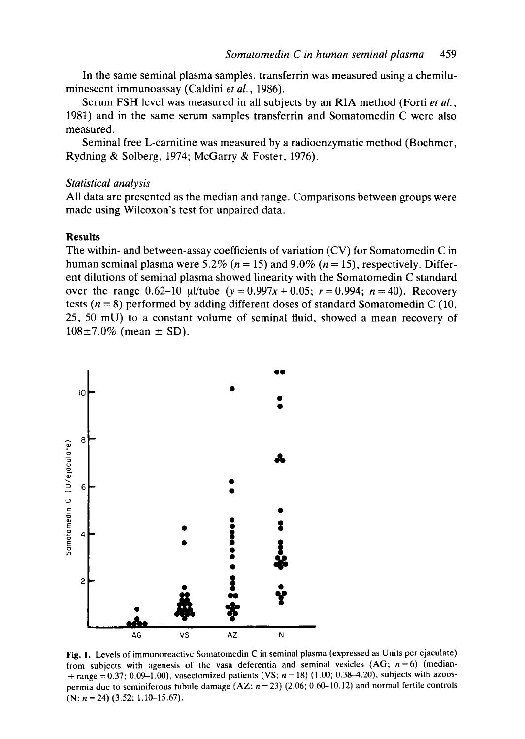In the same seminal plasma samples, transferrin was measured using a chemiluminescent immunoassay (Caldini *et al.*, 1986).

Serum FSH level was measured in all subjects by an RIA method (Forti *et al.*, 1981) and in the same serum samples transferrin and Somatomedin C were also measured.

Seminal free L-carnitine was measured by a radioenzymatic method (Boehmer, Rydning & Solberg, 1974; McGarry & Foster, 1976).

*Statistical analysis*

All data are presented as the median and range. Comparisons between groups were made using Wilcoxon's test for unpaired data.

## Results

The within- and between-assay coefficients of variation (CV) for Somatomedin C in human seminal plasma were 5.2% ($n = 15$) and 9.0% ($n = 15$), respectively. Different dilutions of seminal plasma showed linearity with the Somatomedin C standard over the range 0.62–10 μl/tube ($y = 0.997x + 0.05$; $r = 0.994$; $n = 40$). Recovery tests ($n = 8$) performed by adding different doses of standard Somatomedin C (10, 25, 50 mU) to a constant volume of seminal fluid, showed a mean recovery of 108±7.0% (mean ± SD).

Somatomedin C (U/ejaculate)

10

8

6

4

2

AG VS AZ N

**Fig. 1.** Levels of immunoreactive Somatomedin C in seminal plasma (expressed as Units per ejaculate) from subjects with agenesis of the vasa deferentia and seminal vesicles (AG; $n = 6$) (median + range = 0.37; 0.09–1.00), vasectomized patients (VS; $n = 18$) (1.00; 0.38–4.20), subjects with azoospermia due to seminiferous tubule damage (AZ; $n = 23$) (2.06; 0.60–10.12) and normal fertile controls (N; $n = 24$) (3.52; 1.10–15.67).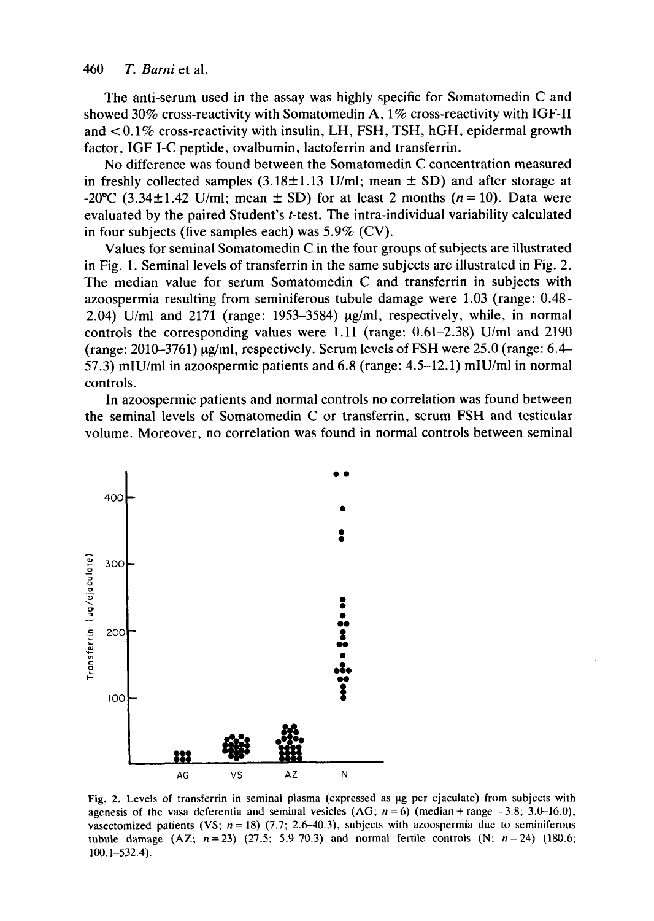The anti-serum used in the assay was highly specific for Somatomedin C and showed 30% cross-reactivity with Somatomedin A, 1% cross-reactivity with IGF-II and <0.1% cross-reactivity with insulin, LH, FSH, TSH, hGH, epidermal growth factor, IGF I-C peptide, ovalbumin, lactoferrin and transferrin.

No difference was found between the Somatomedin C concentration measured in freshly collected samples (3.18±1.13 U/ml; mean ± SD) and after storage at -20°C (3.34±1.42 U/ml; mean ± SD) for at least 2 months ($n = 10$). Data were evaluated by the paired Student's $t$-test. The intra-individual variability calculated in four subjects (five samples each) was 5.9% (CV).

Values for seminal Somatomedin C in the four groups of subjects are illustrated in Fig. 1. Seminal levels of transferrin in the same subjects are illustrated in Fig. 2. The median value for serum Somatomedin C and transferrin in subjects with azoospermia resulting from seminiferous tubule damage were 1.03 (range: 0.48-2.04) U/ml and 2171 (range: 1953–3584) μg/ml, respectively, while, in normal controls the corresponding values were 1.11 (range: 0.61–2.38) U/ml and 2190 (range: 2010–3761) μg/ml, respectively. Serum levels of FSH were 25.0 (range: 6.4–57.3) mIU/ml in azoospermic patients and 6.8 (range: 4.5–12.1) mIU/ml in normal controls.

In azoospermic patients and normal controls no correlation was found between the seminal levels of Somatomedin C or transferrin, serum FSH and testicular volume. Moreover, no correlation was found in normal controls between seminal

**Fig. 2.** Levels of transferrin in seminal plasma (expressed as μg per ejaculate) from subjects with agenesis of the vasa deferentia and seminal vesicles (AG; $n = 6$) (median + range = 3.8; 3.0–16.0), vasectomized patients (VS; $n = 18$) (7.7; 2.6–40.3), subjects with azoospermia due to seminiferous tubule damage (AZ; $n = 23$) (27.5; 5.9–70.3) and normal fertile controls (N; $n = 24$) (180.6; 100.1–532.4).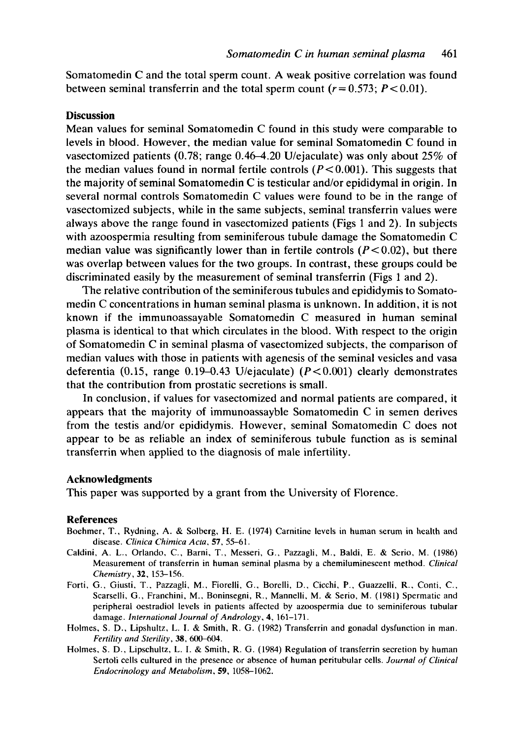Somatomedin C and the total sperm count. A weak positive correlation was found between seminal transferrin and the total sperm count ($r = 0.573$; $P < 0.01$).

## Discussion

Mean values for seminal Somatomedin C found in this study were comparable to levels in blood. However, the median value for seminal Somatomedin C found in vasectomized patients (0.78; range 0.46–4.20 U/ejaculate) was only about 25% of the median values found in normal fertile controls ($P < 0.001$). This suggests that the majority of seminal Somatomedin C is testicular and/or epididymal in origin. In several normal controls Somatomedin C values were found to be in the range of vasectomized subjects, while in the same subjects, seminal transferrin values were always above the range found in vasectomized patients (Figs 1 and 2). In subjects with azoospermia resulting from seminiferous tubule damage the Somatomedin C median value was significantly lower than in fertile controls ($P < 0.02$), but there was overlap between values for the two groups. In contrast, these groups could be discriminated easily by the measurement of seminal transferrin (Figs 1 and 2).

The relative contribution of the seminiferous tubules and epididymis to Somatomedin C concentrations in human seminal plasma is unknown. In addition, it is not known if the immunoassayable Somatomedin C measured in human seminal plasma is identical to that which circulates in the blood. With respect to the origin of Somatomedin C in seminal plasma of vasectomized subjects, the comparison of median values with those in patients with agenesis of the seminal vesicles and vasa deferentia (0.15, range 0.19–0.43 U/ejaculate) ($P < 0.001$) clearly demonstrates that the contribution from prostatic secretions is small.

In conclusion, if values for vasectomized and normal patients are compared, it appears that the majority of immunoassayble Somatomedin C in semen derives from the testis and/or epididymis. However, seminal Somatomedin C does not appear to be as reliable an index of seminiferous tubule function as is seminal transferrin when applied to the diagnosis of male infertility.

## Acknowledgments

This paper was supported by a grant from the University of Florence.

## References

Boehmer, T., Rydning, A. & Solberg, H. E. (1974) Carnitine levels in human serum in health and disease. *Clinica Chimica Acta*, **57**, 55–61.

Caldini, A. L., Orlando, C., Barni, T., Messeri, G., Pazzagli, M., Baldi, E. & Serio, M. (1986) Measurement of transferrin in human seminal plasma by a chemiluminescent method. *Clinical Chemistry*, **32**, 153–156.

Forti, G., Giusti, T., Pazzagli, M., Fiorelli, G., Borelli, D., Cicchi, P., Guazzelli, R., Conti, C., Scarselli, G., Franchini, M., Boninsegni, R., Mannelli, M. & Serio, M. (1981) Spermatic and peripheral oestradiol levels in patients affected by azoospermia due to seminiferous tubular damage. *International Journal of Andrology*, **4**, 161–171.

Holmes, S. D., Lipshultz, L. I. & Smith, R. G. (1982) Transferrin and gonadal dysfunction in man. *Fertility and Sterility*, **38**, 600–604.

Holmes, S. D., Lipschultz, L. I. & Smith, R. G. (1984) Regulation of transferrin secretion by human Sertoli cells cultured in the presence or absence of human peritubular cells. *Journal of Clinical Endocrinology and Metabolism*, **59**, 1058–1062.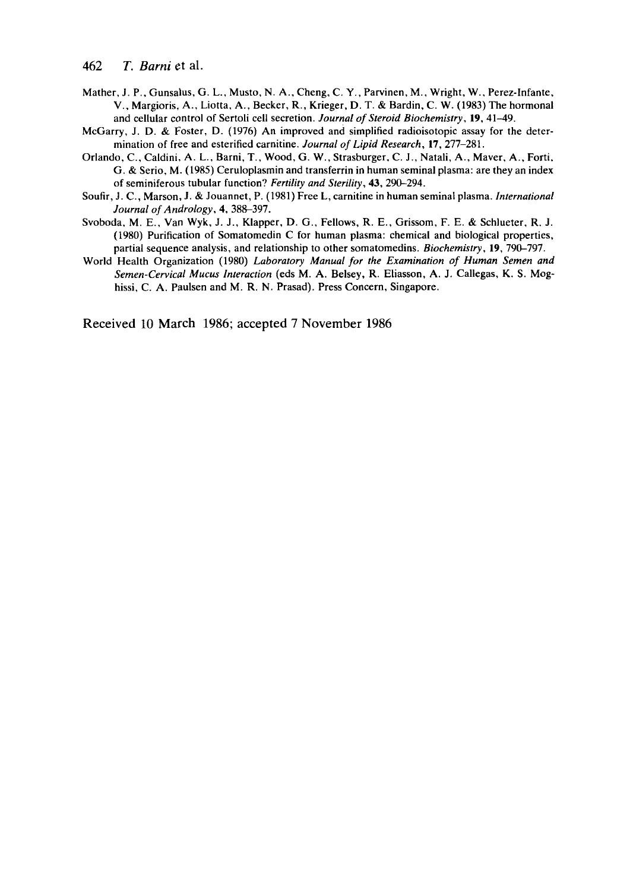Mather, J. P., Gunsalus, G. L., Musto, N. A., Cheng, C. Y., Parvinen, M., Wright, W., Perez-Infante, V., Margioris, A., Liotta, A., Becker, R., Krieger, D. T. & Bardin, C. W. (1983) The hormonal and cellular control of Sertoli cell secretion. *Journal of Steroid Biochemistry*, **19**, 41–49.

McGarry, J. D. & Foster, D. (1976) An improved and simplified radioisotopic assay for the determination of free and esterified carnitine. *Journal of Lipid Research*, **17**, 277–281.

Orlando, C., Caldini, A. L., Barni, T., Wood, G. W., Strasburger, C. J., Natali, A., Maver, A., Forti, G. & Serio, M. (1985) Ceruloplasmin and transferrin in human seminal plasma: are they an index of seminiferous tubular function? *Fertility and Sterility*, **43**, 290–294.

Soufir, J. C., Marson, J. & Jouannet, P. (1981) Free L, carnitine in human seminal plasma. *International Journal of Andrology*, **4**, 388–397.

Svoboda, M. E., Van Wyk, J. J., Klapper, D. G., Fellows, R. E., Grissom, F. E. & Schlueter, R. J. (1980) Purification of Somatomedin C for human plasma: chemical and biological properties, partial sequence analysis, and relationship to other somatomedins. *Biochemistry*, **19**, 790–797.

World Health Organization (1980) *Laboratory Manual for the Examination of Human Semen and Semen-Cervical Mucus Interaction* (eds M. A. Belsey, R. Eliasson, A. J. Callegas, K. S. Moghissi, C. A. Paulsen and M. R. N. Prasad). Press Concern, Singapore.

Received 10 March 1986; accepted 7 November 1986